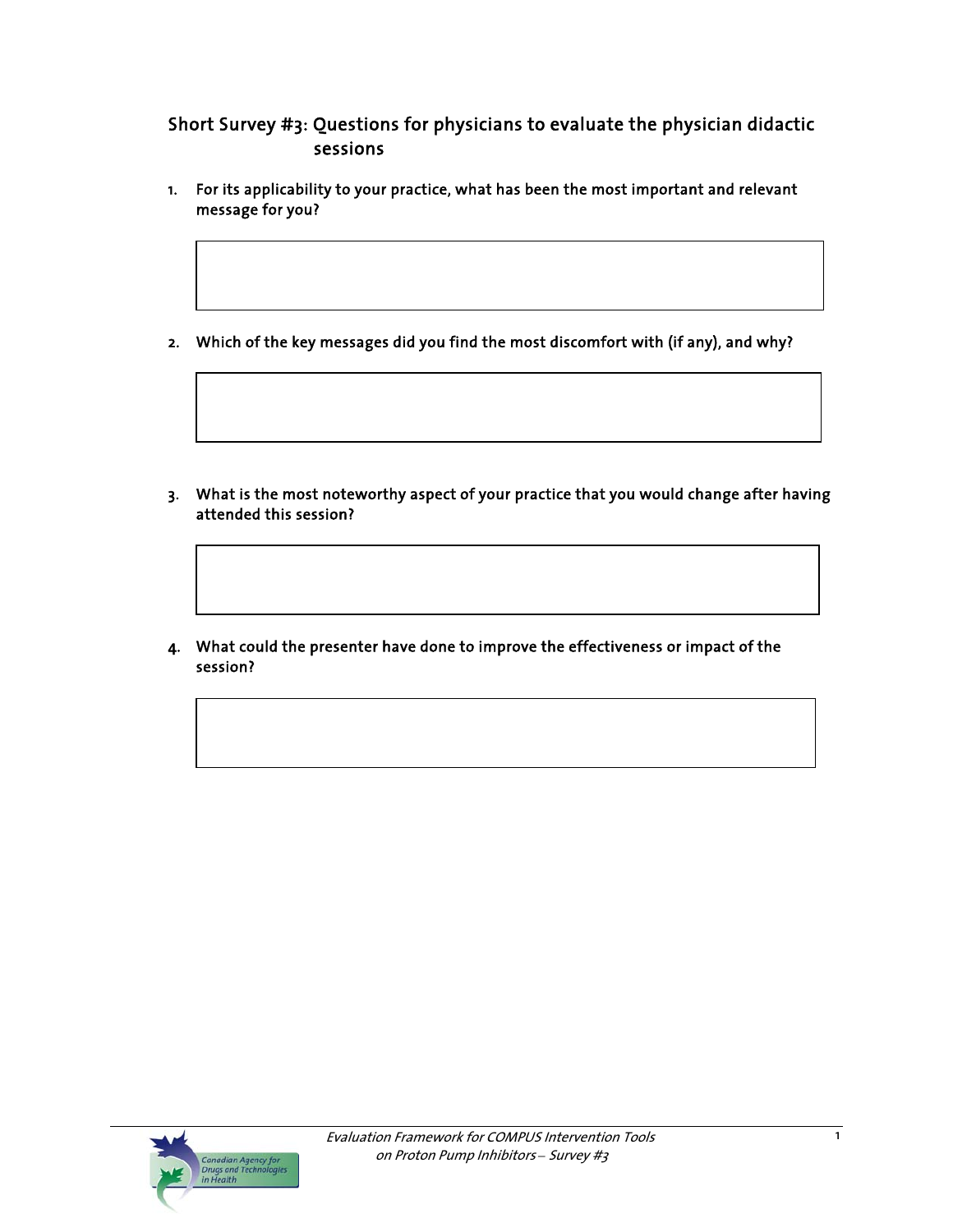## Short Survey #3: Questions for physicians to evaluate the physician didactic sessions

1. For its applicability to your practice, what has been the most important and relevant message for you?

2. Which of the key messages did you find the most discomfort with (if any), and why?

3. What is the most noteworthy aspect of your practice that you would change after having attended this session?

4. What could the presenter have done to improve the effectiveness or impact of the session?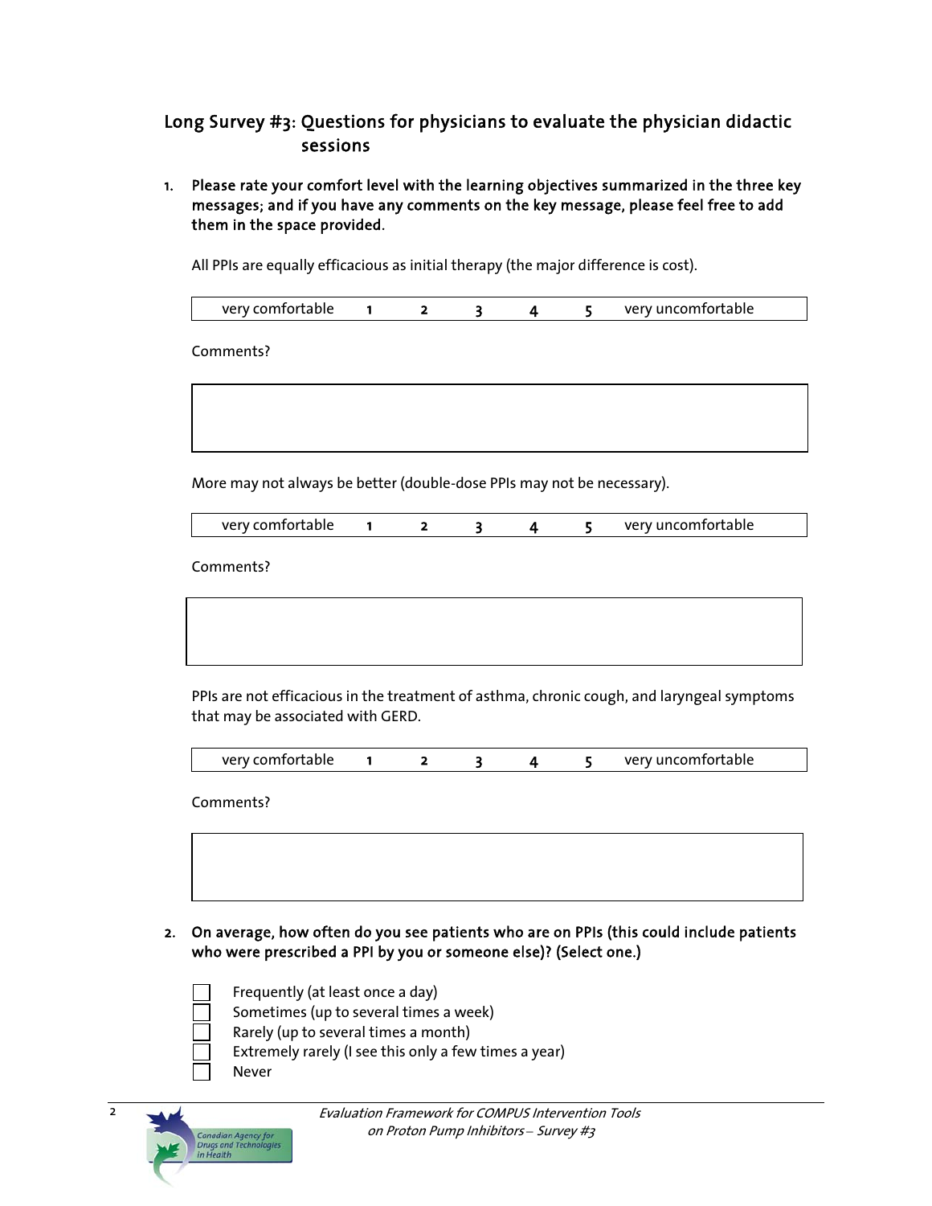## Long Survey #3: Questions for physicians to evaluate the physician didactic sessions

1. **Please rate your comfort level with the learning objectives summarized in the three key messages; and if you have any comments on the key message, please feel free to add them in the space provided.**

   All PPIs are equally efficacious as initial therapy (the major difference is cost).

   | very comfortable | 1 | 2 | 3 | 4 | 5 | very uncomfortable |
   |---|---|---|---|---|---|---|

   Comments?

   | |
   |---|
   | |

   More may not always be better (double-dose PPIs may not be necessary).

   | very comfortable | 1 | 2 | 3 | 4 | 5 | very uncomfortable |
   |---|---|---|---|---|---|---|

   Comments?

   | |
   |---|
   | |

   PPIs are not efficacious in the treatment of asthma, chronic cough, and laryngeal symptoms that may be associated with GERD.

   | very comfortable | 1 | 2 | 3 | 4 | 5 | very uncomfortable |
   |---|---|---|---|---|---|---|

   Comments?

   | |
   |---|
   | |

2. **On average, how often do you see patients who are on PPIs (this could include patients who were prescribed a PPI by you or someone else)? (Select one.)**

   - [ ] Frequently (at least once a day)
   - [ ] Sometimes (up to several times a week)
   - [ ] Rarely (up to several times a month)
   - [ ] Extremely rarely (I see this only a few times a year)
   - [ ] Never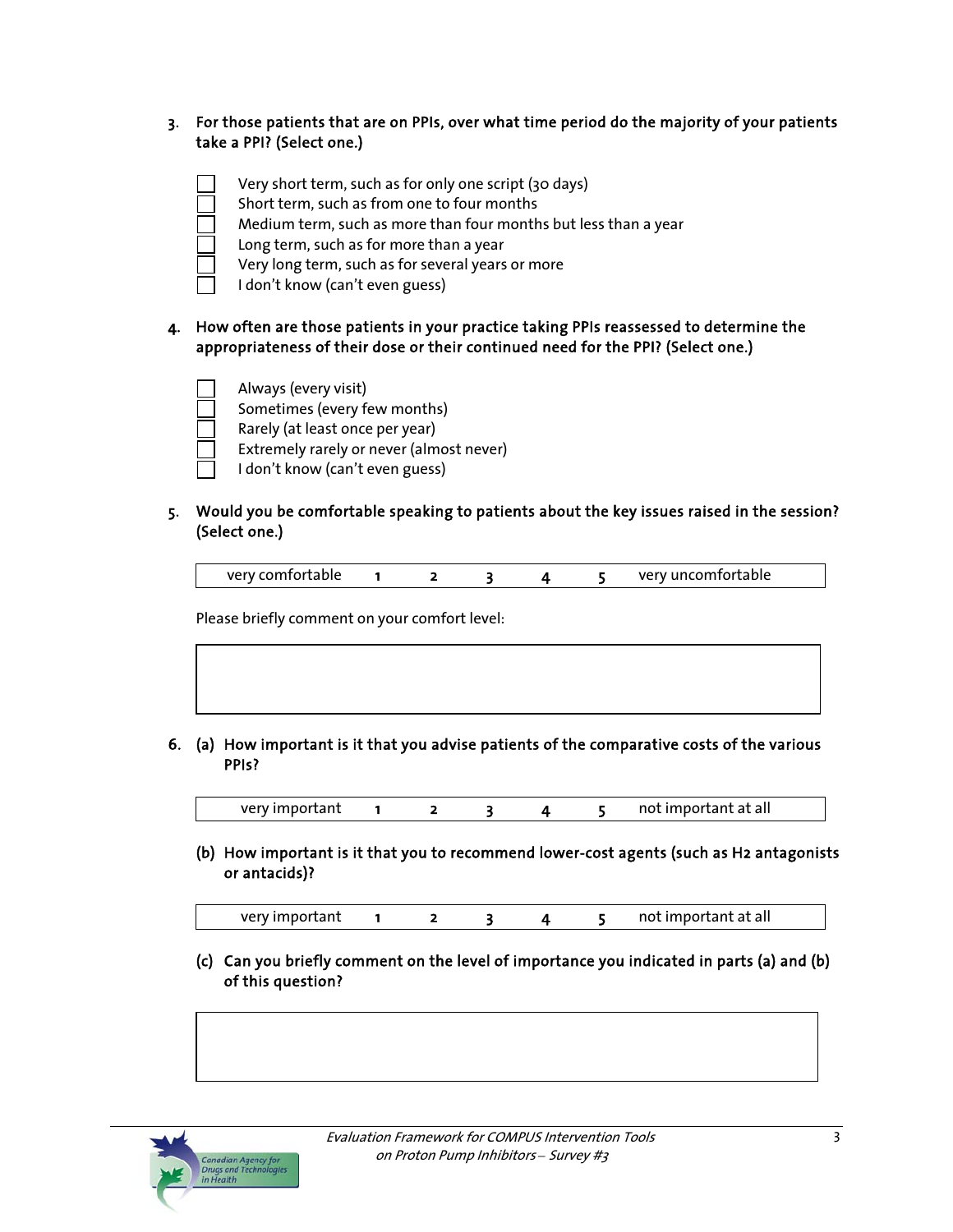3. **For those patients that are on PPIs, over what time period do the majority of your patients take a PPI? (Select one.)**

   - ☐ Very short term, such as for only one script (30 days)
   - ☐ Short term, such as from one to four months
   - ☐ Medium term, such as more than four months but less than a year
   - ☐ Long term, such as for more than a year
   - ☐ Very long term, such as for several years or more
   - ☐ I don't know (can't even guess)

4. **How often are those patients in your practice taking PPIs reassessed to determine the appropriateness of their dose or their continued need for the PPI? (Select one.)**

   - ☐ Always (every visit)
   - ☐ Sometimes (every few months)
   - ☐ Rarely (at least once per year)
   - ☐ Extremely rarely or never (almost never)
   - ☐ I don't know (can't even guess)

5. **Would you be comfortable speaking to patients about the key issues raised in the session? (Select one.)**

   | very comfortable | 1 | 2 | 3 | 4 | 5 | very uncomfortable |
   |---|---|---|---|---|---|---|

   Please briefly comment on your comfort level:

   | |
   |---|
   | |

6. (a) **How important is it that you advise patients of the comparative costs of the various PPIs?**

   | very important | 1 | 2 | 3 | 4 | 5 | not important at all |
   |---|---|---|---|---|---|---|

   (b) **How important is it that you to recommend lower-cost agents (such as H2 antagonists or antacids)?**

   | very important | 1 | 2 | 3 | 4 | 5 | not important at all |
   |---|---|---|---|---|---|---|

   (c) **Can you briefly comment on the level of importance you indicated in parts (a) and (b) of this question?**

   | |
   |---|
   | |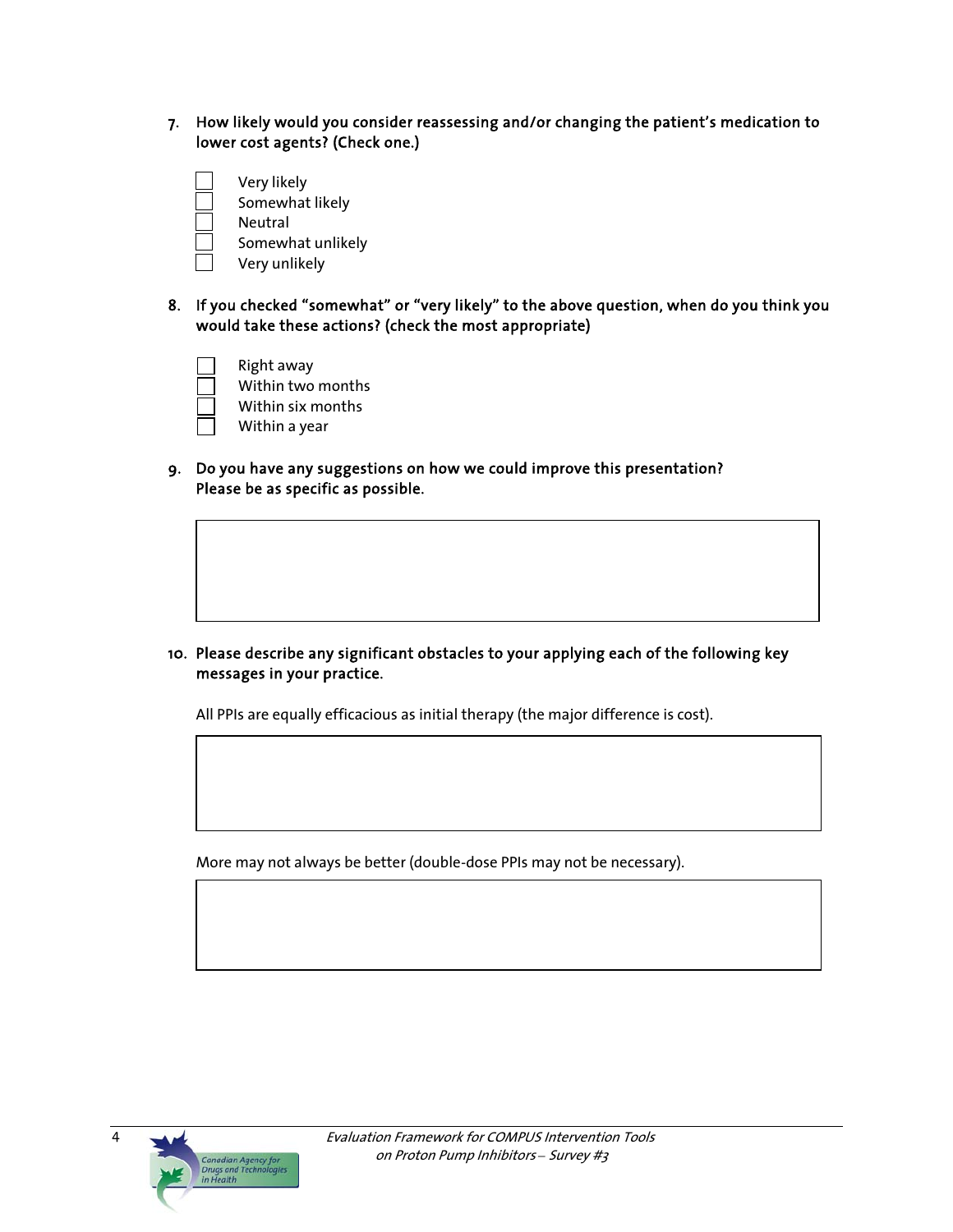7. **How likely would you consider reassessing and/or changing the patient's medication to lower cost agents? (Check one.)**

   - [ ] Very likely
   - [ ] Somewhat likely
   - [ ] Neutral
   - [ ] Somewhat unlikely
   - [ ] Very unlikely

8. **If you checked "somewhat" or "very likely" to the above question, when do you think you would take these actions? (check the most appropriate)**

   - [ ] Right away
   - [ ] Within two months
   - [ ] Within six months
   - [ ] Within a year

9. **Do you have any suggestions on how we could improve this presentation? Please be as specific as possible.**

   &nbsp;

10. **Please describe any significant obstacles to your applying each of the following key messages in your practice.**

    All PPIs are equally efficacious as initial therapy (the major difference is cost).

    &nbsp;

    More may not always be better (double-dose PPIs may not be necessary).

    &nbsp;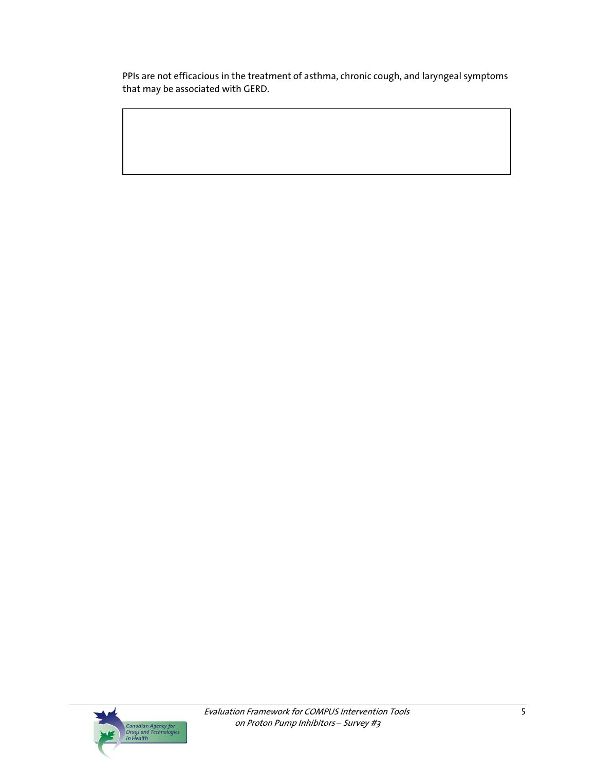PPIs are not efficacious in the treatment of asthma, chronic cough, and laryngeal symptoms that may be associated with GERD.

| |
|---|
| |